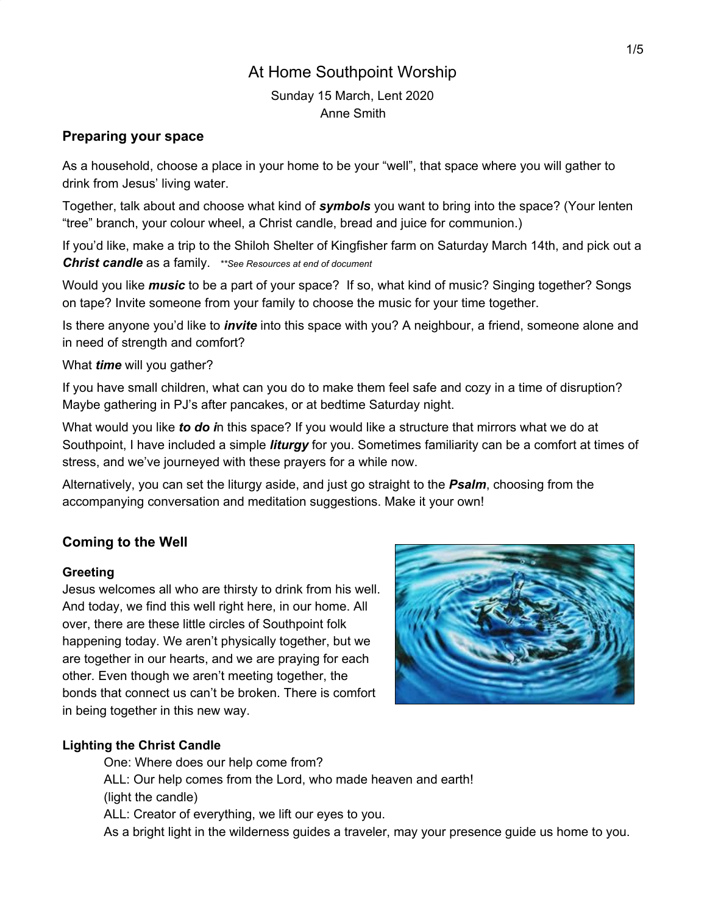# At Home Southpoint Worship

Sunday 15 March, Lent 2020

Anne Smith

## Preparing your space

As a household, choose a place in your home to be your "well", that space where you will gather to drink from Jesus' living water.

Together, talk about and choose what kind of ***symbols*** you want to bring into the space? (Your lenten "tree" branch, your colour wheel, a Christ candle, bread and juice for communion.)

If you'd like, make a trip to the Shiloh Shelter of Kingfisher farm on Saturday March 14th, and pick out a ***Christ candle*** as a family. *\*\*See Resources at end of document*

Would you like ***music*** to be a part of your space? If so, what kind of music? Singing together? Songs on tape? Invite someone from your family to choose the music for your time together.

Is there anyone you'd like to ***invite*** into this space with you? A neighbour, a friend, someone alone and in need of strength and comfort?

What ***time*** will you gather?

If you have small children, what can you do to make them feel safe and cozy in a time of disruption? Maybe gathering in PJ's after pancakes, or at bedtime Saturday night.

What would you like ***to do i***n this space? If you would like a structure that mirrors what we do at Southpoint, I have included a simple ***liturgy*** for you. Sometimes familiarity can be a comfort at times of stress, and we've journeyed with these prayers for a while now.

Alternatively, you can set the liturgy aside, and just go straight to the ***Psalm***, choosing from the accompanying conversation and meditation suggestions. Make it your own!

## Coming to the Well

### Greeting

Jesus welcomes all who are thirsty to drink from his well. And today, we find this well right here, in our home. All over, there are these little circles of Southpoint folk happening today. We aren't physically together, but we are together in our hearts, and we are praying for each other. Even though we aren't meeting together, the bonds that connect us can't be broken. There is comfort in being together in this new way.

### Lighting the Christ Candle

One: Where does our help come from?
ALL: Our help comes from the Lord, who made heaven and earth!
(light the candle)
ALL: Creator of everything, we lift our eyes to you.
As a bright light in the wilderness guides a traveler, may your presence guide us home to you.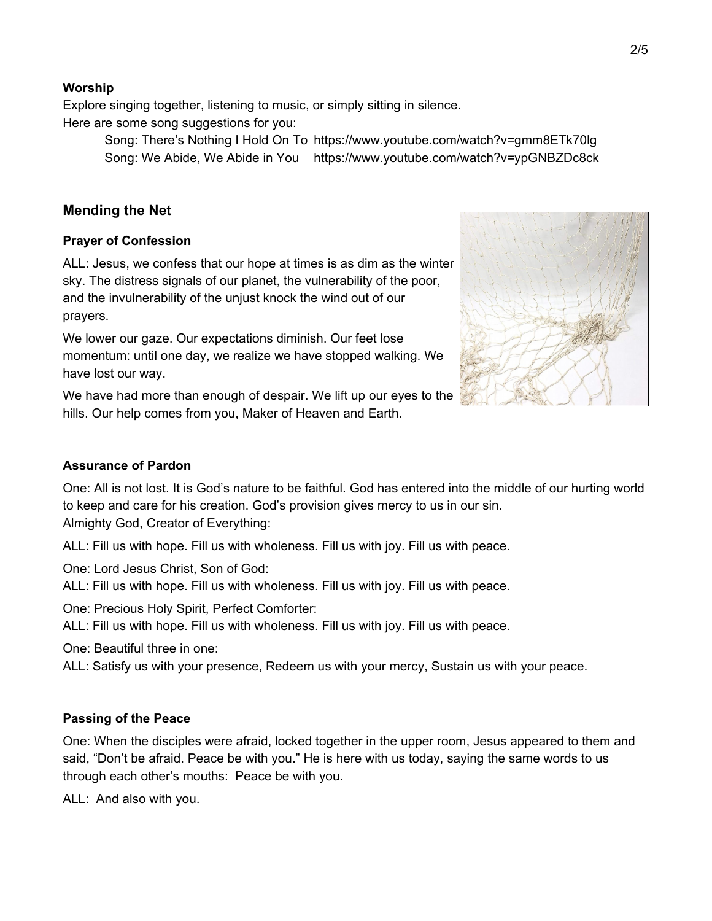**Worship**

Explore singing together, listening to music, or simply sitting in silence.
Here are some song suggestions for you:

Song: There's Nothing I Hold On To https://www.youtube.com/watch?v=gmm8ETk70lg
Song: We Abide, We Abide in You https://www.youtube.com/watch?v=ypGNBZDc8ck

## Mending the Net

**Prayer of Confession**

ALL: Jesus, we confess that our hope at times is as dim as the winter sky. The distress signals of our planet, the vulnerability of the poor, and the invulnerability of the unjust knock the wind out of our prayers.

We lower our gaze. Our expectations diminish. Our feet lose momentum: until one day, we realize we have stopped walking. We have lost our way.

We have had more than enough of despair. We lift up our eyes to the hills. Our help comes from you, Maker of Heaven and Earth.

**Assurance of Pardon**

One: All is not lost. It is God's nature to be faithful. God has entered into the middle of our hurting world to keep and care for his creation. God's provision gives mercy to us in our sin.
Almighty God, Creator of Everything:

ALL: Fill us with hope. Fill us with wholeness. Fill us with joy. Fill us with peace.

One: Lord Jesus Christ, Son of God:
ALL: Fill us with hope. Fill us with wholeness. Fill us with joy. Fill us with peace.

One: Precious Holy Spirit, Perfect Comforter:
ALL: Fill us with hope. Fill us with wholeness. Fill us with joy. Fill us with peace.

One: Beautiful three in one:
ALL: Satisfy us with your presence, Redeem us with your mercy, Sustain us with your peace.

**Passing of the Peace**

One: When the disciples were afraid, locked together in the upper room, Jesus appeared to them and said, "Don't be afraid. Peace be with you." He is here with us today, saying the same words to us through each other's mouths: Peace be with you.

ALL: And also with you.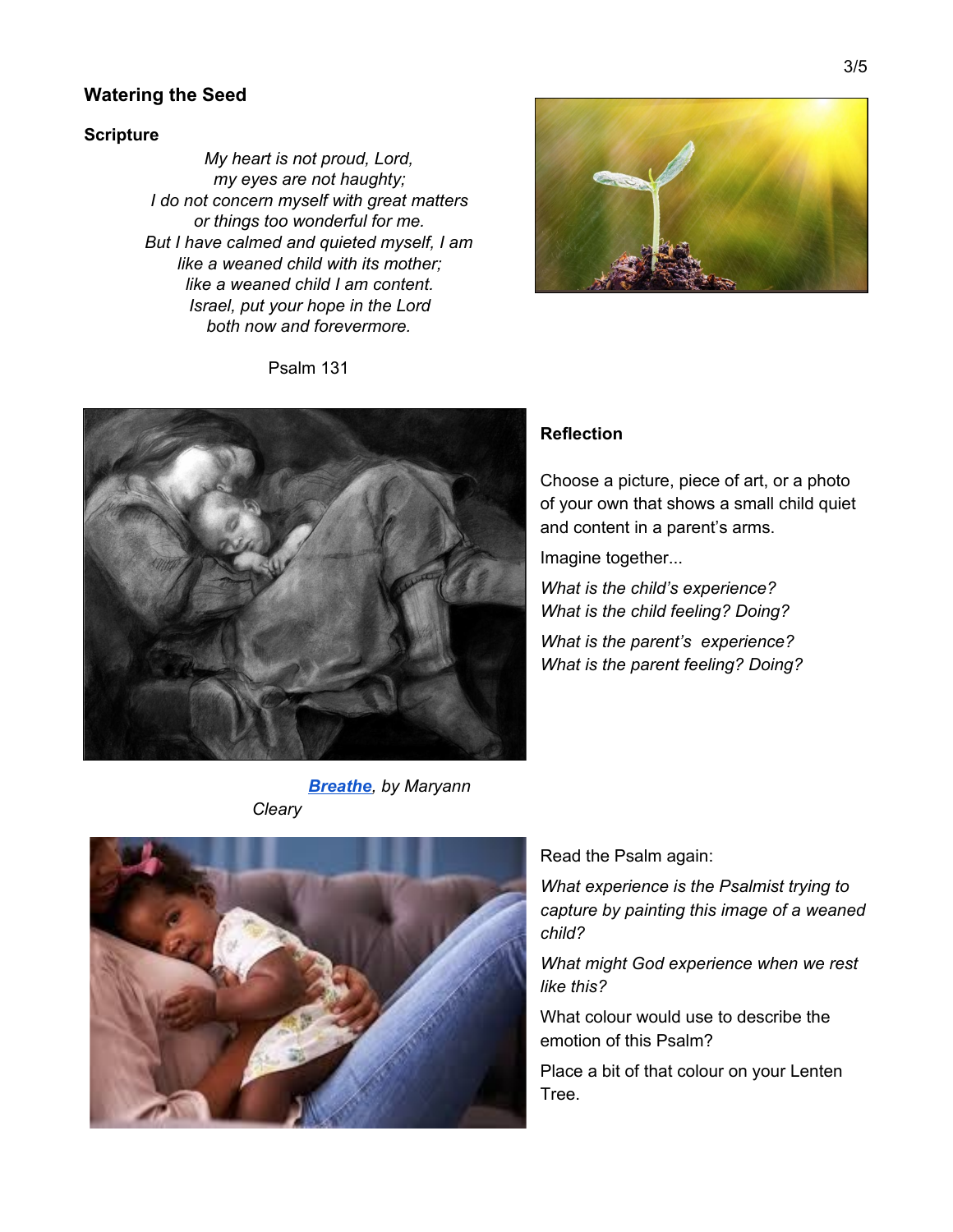## Watering the Seed

### Scripture

*My heart is not proud, Lord,*
*my eyes are not haughty;*
*I do not concern myself with great matters*
*or things too wonderful for me.*
*But I have calmed and quieted myself, I am*
*like a weaned child with its mother;*
*like a weaned child I am content.*
*Israel, put your hope in the Lord*
*both now and forevermore.*

Psalm 131

***Breathe**, by Maryann Cleary*

### Reflection

Choose a picture, piece of art, or a photo of your own that shows a small child quiet and content in a parent's arms.

Imagine together...

*What is the child's experience?*
*What is the child feeling? Doing?*

*What is the parent's experience?*
*What is the parent feeling? Doing?*

Read the Psalm again:

*What experience is the Psalmist trying to capture by painting this image of a weaned child?*

*What might God experience when we rest like this?*

What colour would use to describe the emotion of this Psalm?

Place a bit of that colour on your Lenten Tree.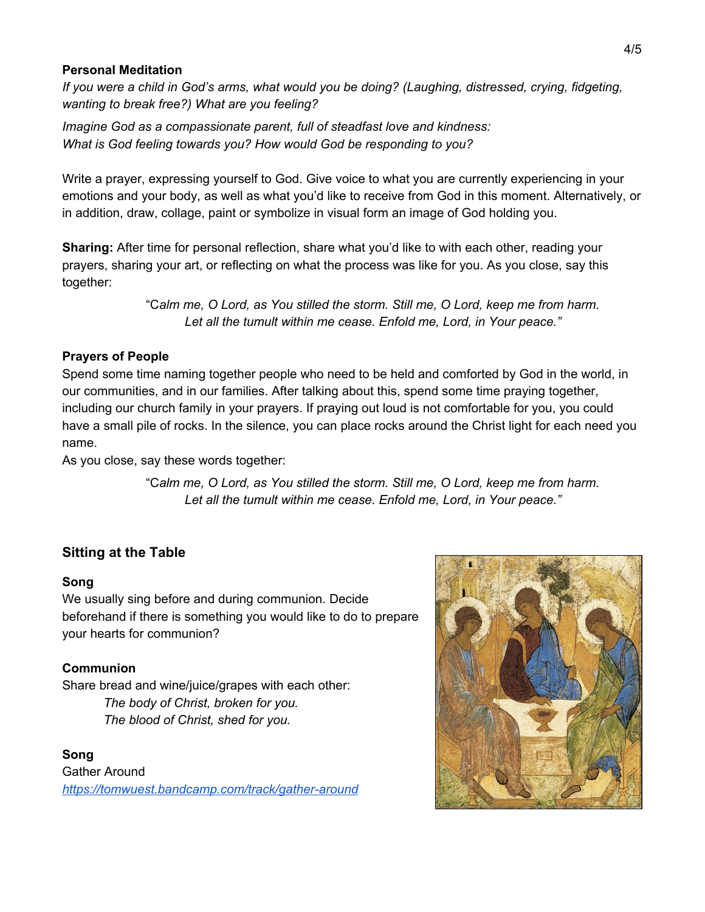**Personal Meditation**

*If you were a child in God's arms, what would you be doing? (Laughing, distressed, crying, fidgeting, wanting to break free?) What are you feeling?*

*Imagine God as a compassionate parent, full of steadfast love and kindness:*
*What is God feeling towards you? How would God be responding to you?*

Write a prayer, expressing yourself to God. Give voice to what you are currently experiencing in your emotions and your body, as well as what you'd like to receive from God in this moment. Alternatively, or in addition, draw, collage, paint or symbolize in visual form an image of God holding you.

**Sharing:** After time for personal reflection, share what you'd like to with each other, reading your prayers, sharing your art, or reflecting on what the process was like for you. As you close, say this together:

> "C*alm me, O Lord, as You stilled the storm. Still me, O Lord, keep me from harm.*
> *Let all the tumult within me cease. Enfold me, Lord, in Your peace."*

**Prayers of People**

Spend some time naming together people who need to be held and comforted by God in the world, in our communities, and in our families. After talking about this, spend some time praying together, including our church family in your prayers. If praying out loud is not comfortable for you, you could have a small pile of rocks. In the silence, you can place rocks around the Christ light for each need you name.

As you close, say these words together:

> "C*alm me, O Lord, as You stilled the storm. Still me, O Lord, keep me from harm.*
> *Let all the tumult within me cease. Enfold me, Lord, in Your peace."*

## Sitting at the Table

**Song**

We usually sing before and during communion. Decide beforehand if there is something you would like to do to prepare your hearts for communion?

**Communion**

Share bread and wine/juice/grapes with each other:

*The body of Christ, broken for you.*
*The blood of Christ, shed for you.*

**Song**

Gather Around
https://tomwuest.bandcamp.com/track/gather-around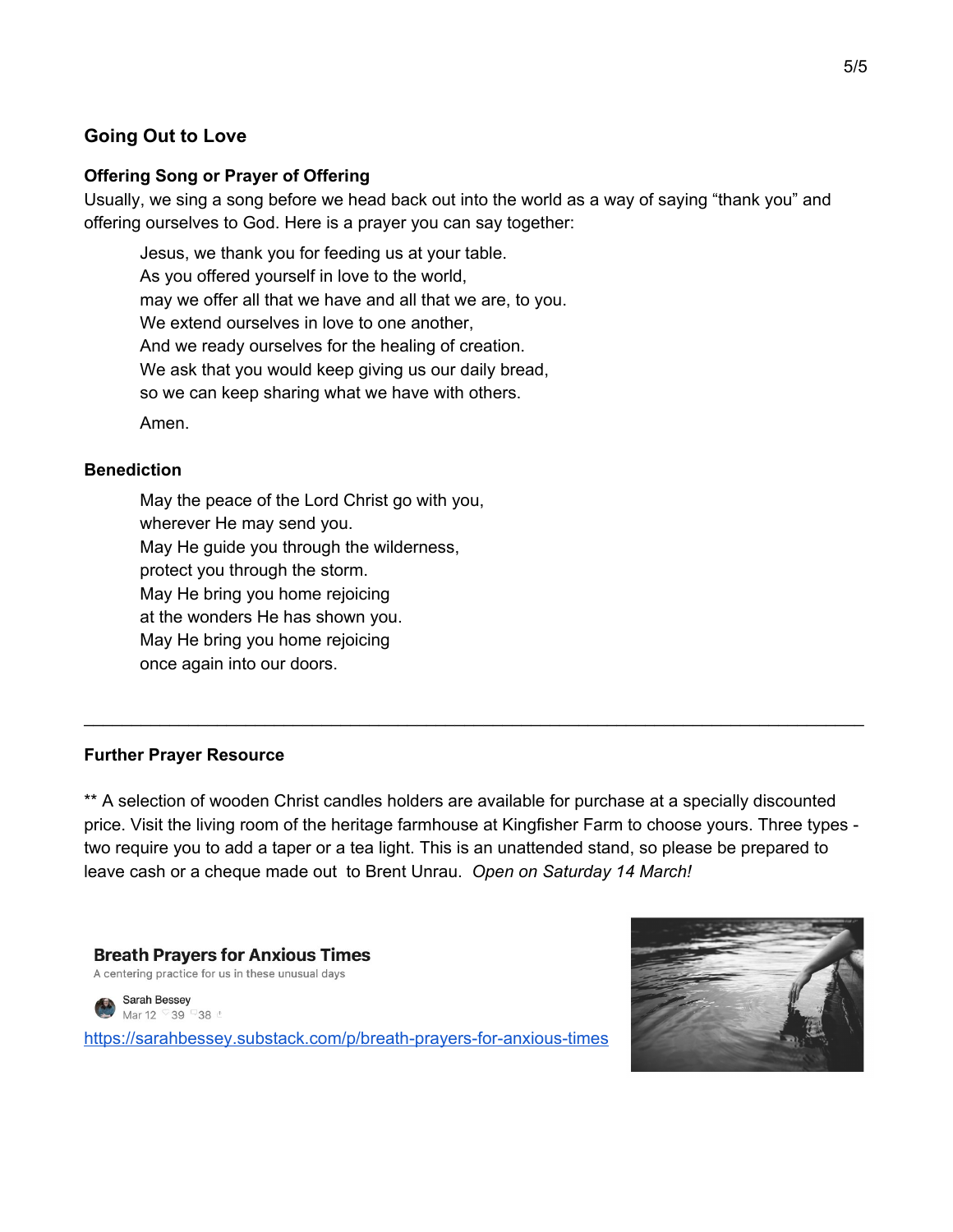## Going Out to Love

### Offering Song or Prayer of Offering

Usually, we sing a song before we head back out into the world as a way of saying "thank you" and offering ourselves to God. Here is a prayer you can say together:

> Jesus, we thank you for feeding us at your table.
> As you offered yourself in love to the world,
> may we offer all that we have and all that we are, to you.
> We extend ourselves in love to one another,
> And we ready ourselves for the healing of creation.
> We ask that you would keep giving us our daily bread,
> so we can keep sharing what we have with others.
>
> Amen.

### Benediction

> May the peace of the Lord Christ go with you,
> wherever He may send you.
> May He guide you through the wilderness,
> protect you through the storm.
> May He bring you home rejoicing
> at the wonders He has shown you.
> May He bring you home rejoicing
> once again into our doors.

---

### Further Prayer Resource

** A selection of wooden Christ candles holders are available for purchase at a specially discounted price. Visit the living room of the heritage farmhouse at Kingfisher Farm to choose yours. Three types - two require you to add a taper or a tea light. This is an unattended stand, so please be prepared to leave cash or a cheque made out to Brent Unrau. *Open on Saturday 14 March!*

**Breath Prayers for Anxious Times**
A centering practice for us in these unusual days

Sarah Bessey
Mar 12 39 38

https://sarahbessey.substack.com/p/breath-prayers-for-anxious-times